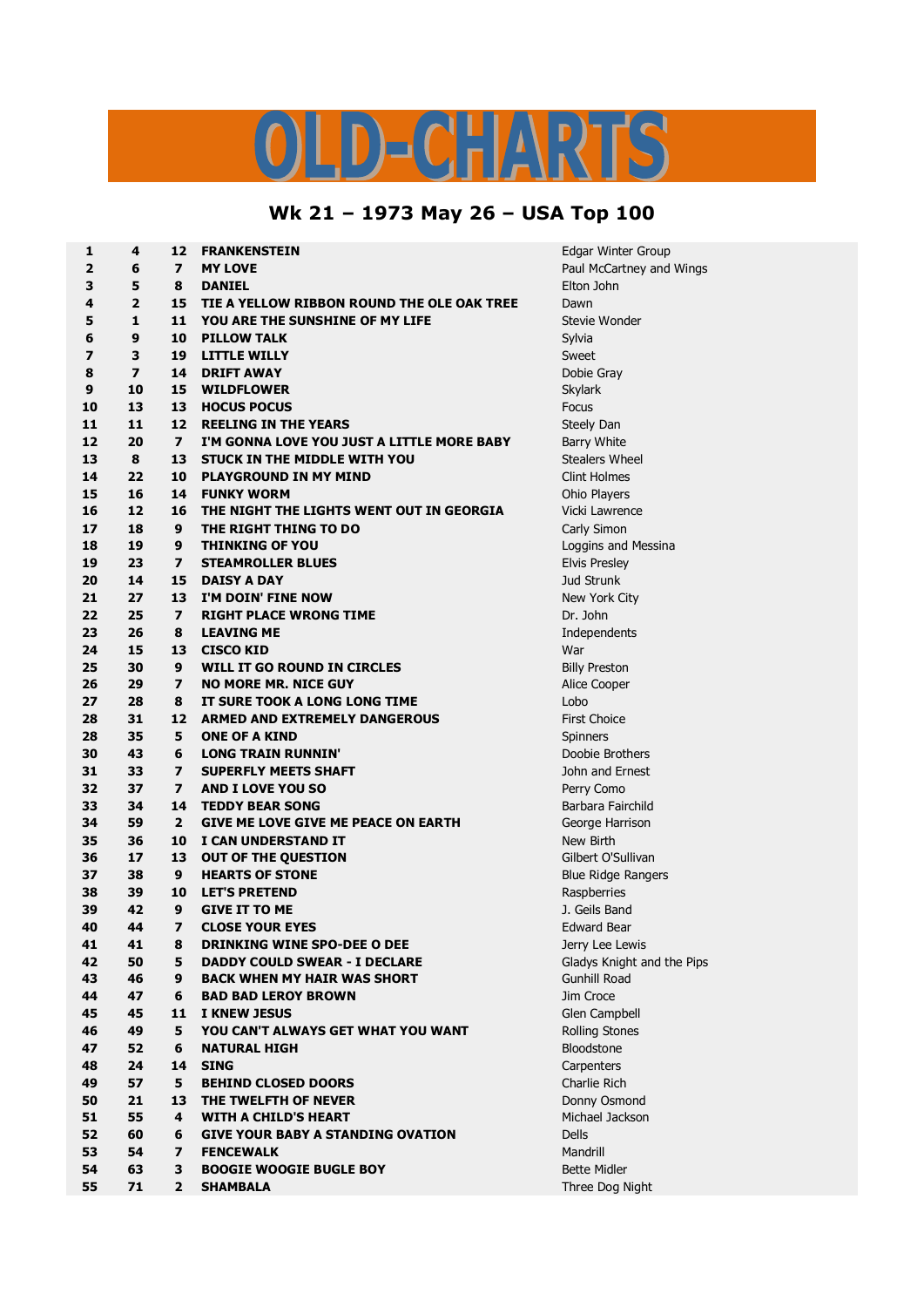# OLD-CHARTS

## Wk 21 – 1973 May 26 – USA Top 100

| | | | | |
|---|---|---|---|---|
| 1 | 4 | 12 | FRANKENSTEIN | Edgar Winter Group |
| 2 | 6 | 7 | MY LOVE | Paul McCartney and Wings |
| 3 | 5 | 8 | DANIEL | Elton John |
| 4 | 2 | 15 | TIE A YELLOW RIBBON ROUND THE OLE OAK TREE | Dawn |
| 5 | 1 | 11 | YOU ARE THE SUNSHINE OF MY LIFE | Stevie Wonder |
| 6 | 9 | 10 | PILLOW TALK | Sylvia |
| 7 | 3 | 19 | LITTLE WILLY | Sweet |
| 8 | 7 | 14 | DRIFT AWAY | Dobie Gray |
| 9 | 10 | 15 | WILDFLOWER | Skylark |
| 10 | 13 | 13 | HOCUS POCUS | Focus |
| 11 | 11 | 12 | REELING IN THE YEARS | Steely Dan |
| 12 | 20 | 7 | I'M GONNA LOVE YOU JUST A LITTLE MORE BABY | Barry White |
| 13 | 8 | 13 | STUCK IN THE MIDDLE WITH YOU | Stealers Wheel |
| 14 | 22 | 10 | PLAYGROUND IN MY MIND | Clint Holmes |
| 15 | 16 | 14 | FUNKY WORM | Ohio Players |
| 16 | 12 | 16 | THE NIGHT THE LIGHTS WENT OUT IN GEORGIA | Vicki Lawrence |
| 17 | 18 | 9 | THE RIGHT THING TO DO | Carly Simon |
| 18 | 19 | 9 | THINKING OF YOU | Loggins and Messina |
| 19 | 23 | 7 | STEAMROLLER BLUES | Elvis Presley |
| 20 | 14 | 15 | DAISY A DAY | Jud Strunk |
| 21 | 27 | 13 | I'M DOIN' FINE NOW | New York City |
| 22 | 25 | 7 | RIGHT PLACE WRONG TIME | Dr. John |
| 23 | 26 | 8 | LEAVING ME | Independents |
| 24 | 15 | 13 | CISCO KID | War |
| 25 | 30 | 9 | WILL IT GO ROUND IN CIRCLES | Billy Preston |
| 26 | 29 | 7 | NO MORE MR. NICE GUY | Alice Cooper |
| 27 | 28 | 8 | IT SURE TOOK A LONG LONG TIME | Lobo |
| 28 | 31 | 12 | ARMED AND EXTREMELY DANGEROUS | First Choice |
| 28 | 35 | 5 | ONE OF A KIND | Spinners |
| 30 | 43 | 6 | LONG TRAIN RUNNIN' | Doobie Brothers |
| 31 | 33 | 7 | SUPERFLY MEETS SHAFT | John and Ernest |
| 32 | 37 | 7 | AND I LOVE YOU SO | Perry Como |
| 33 | 34 | 14 | TEDDY BEAR SONG | Barbara Fairchild |
| 34 | 59 | 2 | GIVE ME LOVE GIVE ME PEACE ON EARTH | George Harrison |
| 35 | 36 | 10 | I CAN UNDERSTAND IT | New Birth |
| 36 | 17 | 13 | OUT OF THE QUESTION | Gilbert O'Sullivan |
| 37 | 38 | 9 | HEARTS OF STONE | Blue Ridge Rangers |
| 38 | 39 | 10 | LET'S PRETEND | Raspberries |
| 39 | 42 | 9 | GIVE IT TO ME | J. Geils Band |
| 40 | 44 | 7 | CLOSE YOUR EYES | Edward Bear |
| 41 | 41 | 8 | DRINKING WINE SPO-DEE O DEE | Jerry Lee Lewis |
| 42 | 50 | 5 | DADDY COULD SWEAR - I DECLARE | Gladys Knight and the Pips |
| 43 | 46 | 9 | BACK WHEN MY HAIR WAS SHORT | Gunhill Road |
| 44 | 47 | 6 | BAD BAD LEROY BROWN | Jim Croce |
| 45 | 45 | 11 | I KNEW JESUS | Glen Campbell |
| 46 | 49 | 5 | YOU CAN'T ALWAYS GET WHAT YOU WANT | Rolling Stones |
| 47 | 52 | 6 | NATURAL HIGH | Bloodstone |
| 48 | 24 | 14 | SING | Carpenters |
| 49 | 57 | 5 | BEHIND CLOSED DOORS | Charlie Rich |
| 50 | 21 | 13 | THE TWELFTH OF NEVER | Donny Osmond |
| 51 | 55 | 4 | WITH A CHILD'S HEART | Michael Jackson |
| 52 | 60 | 6 | GIVE YOUR BABY A STANDING OVATION | Dells |
| 53 | 54 | 7 | FENCEWALK | Mandrill |
| 54 | 63 | 3 | BOOGIE WOOGIE BUGLE BOY | Bette Midler |
| 55 | 71 | 2 | SHAMBALA | Three Dog Night |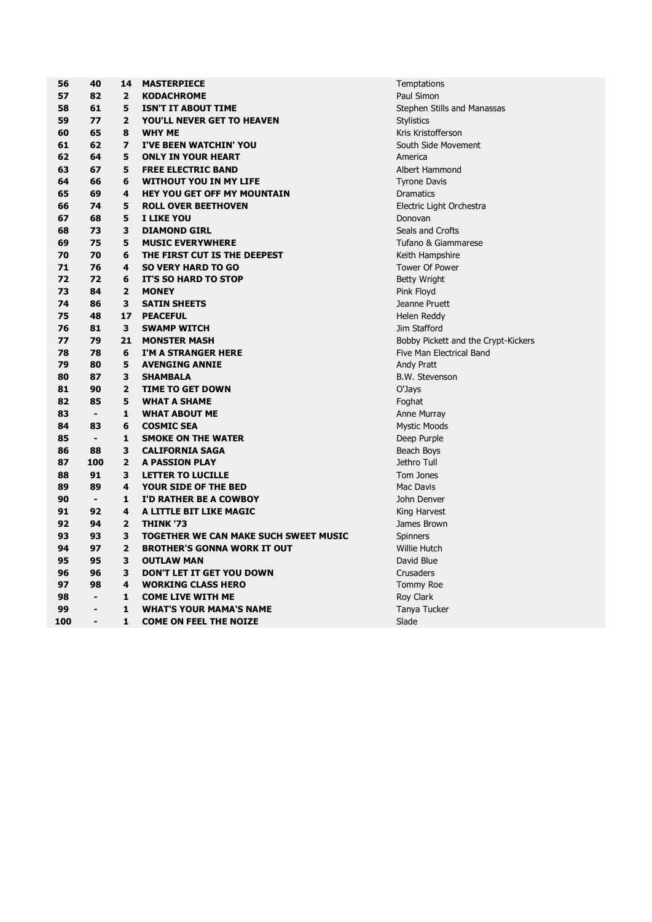| | | | | |
|---|---|---|---|---|
| **56** | **40** | **14** | **MASTERPIECE** | Temptations |
| **57** | **82** | **2** | **KODACHROME** | Paul Simon |
| **58** | **61** | **5** | **ISN'T IT ABOUT TIME** | Stephen Stills and Manassas |
| **59** | **77** | **2** | **YOU'LL NEVER GET TO HEAVEN** | Stylistics |
| **60** | **65** | **8** | **WHY ME** | Kris Kristofferson |
| **61** | **62** | **7** | **I'VE BEEN WATCHIN' YOU** | South Side Movement |
| **62** | **64** | **5** | **ONLY IN YOUR HEART** | America |
| **63** | **67** | **5** | **FREE ELECTRIC BAND** | Albert Hammond |
| **64** | **66** | **6** | **WITHOUT YOU IN MY LIFE** | Tyrone Davis |
| **65** | **69** | **4** | **HEY YOU GET OFF MY MOUNTAIN** | Dramatics |
| **66** | **74** | **5** | **ROLL OVER BEETHOVEN** | Electric Light Orchestra |
| **67** | **68** | **5** | **I LIKE YOU** | Donovan |
| **68** | **73** | **3** | **DIAMOND GIRL** | Seals and Crofts |
| **69** | **75** | **5** | **MUSIC EVERYWHERE** | Tufano & Giammarese |
| **70** | **70** | **6** | **THE FIRST CUT IS THE DEEPEST** | Keith Hampshire |
| **71** | **76** | **4** | **SO VERY HARD TO GO** | Tower Of Power |
| **72** | **72** | **6** | **IT'S SO HARD TO STOP** | Betty Wright |
| **73** | **84** | **2** | **MONEY** | Pink Floyd |
| **74** | **86** | **3** | **SATIN SHEETS** | Jeanne Pruett |
| **75** | **48** | **17** | **PEACEFUL** | Helen Reddy |
| **76** | **81** | **3** | **SWAMP WITCH** | Jim Stafford |
| **77** | **79** | **21** | **MONSTER MASH** | Bobby Pickett and the Crypt-Kickers |
| **78** | **78** | **6** | **I'M A STRANGER HERE** | Five Man Electrical Band |
| **79** | **80** | **5** | **AVENGING ANNIE** | Andy Pratt |
| **80** | **87** | **3** | **SHAMBALA** | B.W. Stevenson |
| **81** | **90** | **2** | **TIME TO GET DOWN** | O'Jays |
| **82** | **85** | **5** | **WHAT A SHAME** | Foghat |
| **83** | **-** | **1** | **WHAT ABOUT ME** | Anne Murray |
| **84** | **83** | **6** | **COSMIC SEA** | Mystic Moods |
| **85** | **-** | **1** | **SMOKE ON THE WATER** | Deep Purple |
| **86** | **88** | **3** | **CALIFORNIA SAGA** | Beach Boys |
| **87** | **100** | **2** | **A PASSION PLAY** | Jethro Tull |
| **88** | **91** | **3** | **LETTER TO LUCILLE** | Tom Jones |
| **89** | **89** | **4** | **YOUR SIDE OF THE BED** | Mac Davis |
| **90** | **-** | **1** | **I'D RATHER BE A COWBOY** | John Denver |
| **91** | **92** | **4** | **A LITTLE BIT LIKE MAGIC** | King Harvest |
| **92** | **94** | **2** | **THINK '73** | James Brown |
| **93** | **93** | **3** | **TOGETHER WE CAN MAKE SUCH SWEET MUSIC** | Spinners |
| **94** | **97** | **2** | **BROTHER'S GONNA WORK IT OUT** | Willie Hutch |
| **95** | **95** | **3** | **OUTLAW MAN** | David Blue |
| **96** | **96** | **3** | **DON'T LET IT GET YOU DOWN** | Crusaders |
| **97** | **98** | **4** | **WORKING CLASS HERO** | Tommy Roe |
| **98** | **-** | **1** | **COME LIVE WITH ME** | Roy Clark |
| **99** | **-** | **1** | **WHAT'S YOUR MAMA'S NAME** | Tanya Tucker |
| **100** | **-** | **1** | **COME ON FEEL THE NOIZE** | Slade |